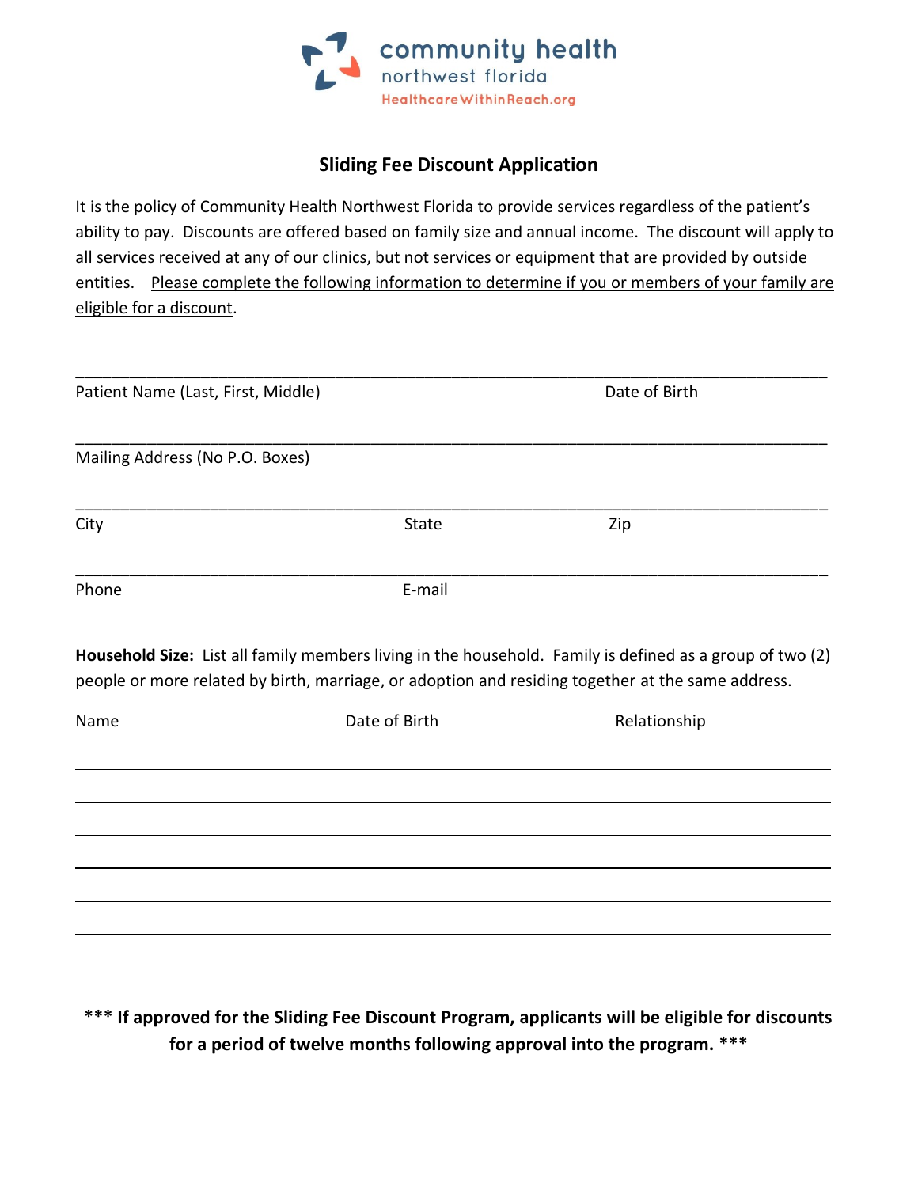community health
northwest florida
HealthcareWithinReach.org

## Sliding Fee Discount Application

It is the policy of Community Health Northwest Florida to provide services regardless of the patient's ability to pay. Discounts are offered based on family size and annual income. The discount will apply to all services received at any of our clinics, but not services or equipment that are provided by outside entities. Please complete the following information to determine if you or members of your family are eligible for a discount.

\_\_\_\_\_\_\_\_\_\_\_\_\_\_\_\_\_\_\_\_\_\_\_\_\_\_\_\_\_\_\_\_\_\_\_\_\_\_\_\_\_\_\_\_\_\_\_\_\_\_\_\_\_\_\_\_\_\_\_\_\_\_\_\_\_\_\_\_\_\_\_\_\_\_\_\_\_\_\_\_

Patient Name (Last, First, Middle) Date of Birth

\_\_\_\_\_\_\_\_\_\_\_\_\_\_\_\_\_\_\_\_\_\_\_\_\_\_\_\_\_\_\_\_\_\_\_\_\_\_\_\_\_\_\_\_\_\_\_\_\_\_\_\_\_\_\_\_\_\_\_\_\_\_\_\_\_\_\_\_\_\_\_\_\_\_\_\_\_\_\_\_

Mailing Address (No P.O. Boxes)

\_\_\_\_\_\_\_\_\_\_\_\_\_\_\_\_\_\_\_\_\_\_\_\_\_\_\_\_\_\_\_\_\_\_\_\_\_\_\_\_\_\_\_\_\_\_\_\_\_\_\_\_\_\_\_\_\_\_\_\_\_\_\_\_\_\_\_\_\_\_\_\_\_\_\_\_\_\_\_\_

City State Zip

\_\_\_\_\_\_\_\_\_\_\_\_\_\_\_\_\_\_\_\_\_\_\_\_\_\_\_\_\_\_\_\_\_\_\_\_\_\_\_\_\_\_\_\_\_\_\_\_\_\_\_\_\_\_\_\_\_\_\_\_\_\_\_\_\_\_\_\_\_\_\_\_\_\_\_\_\_\_\_\_

Phone E-mail

**Household Size:** List all family members living in the household. Family is defined as a group of two (2) people or more related by birth, marriage, or adoption and residing together at the same address.

| Name | Date of Birth | Relationship |
|---|---|---|
| | | |
| | | |
| | | |
| | | |
| | | |
| | | |

**\*\*\* If approved for the Sliding Fee Discount Program, applicants will be eligible for discounts for a period of twelve months following approval into the program. \*\*\***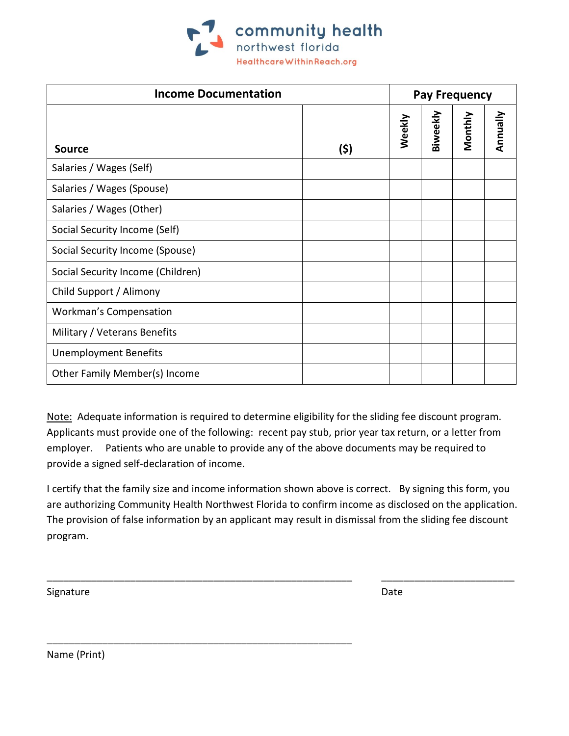community health
northwest florida
HealthcareWithinReach.org

| Income Documentation | | Pay Frequency | | | |
|---|---|---|---|---|---|
| **Source** | **($)** | **Weekly** | **Biweekly** | **Monthly** | **Annually** |
| Salaries / Wages (Self) | | | | | |
| Salaries / Wages (Spouse) | | | | | |
| Salaries / Wages (Other) | | | | | |
| Social Security Income (Self) | | | | | |
| Social Security Income (Spouse) | | | | | |
| Social Security Income (Children) | | | | | |
| Child Support / Alimony | | | | | |
| Workman's Compensation | | | | | |
| Military / Veterans Benefits | | | | | |
| Unemployment Benefits | | | | | |
| Other Family Member(s) Income | | | | | |

Note: Adequate information is required to determine eligibility for the sliding fee discount program. Applicants must provide one of the following: recent pay stub, prior year tax return, or a letter from employer. Patients who are unable to provide any of the above documents may be required to provide a signed self-declaration of income.

I certify that the family size and income information shown above is correct. By signing this form, you are authorizing Community Health Northwest Florida to confirm income as disclosed on the application. The provision of false information by an applicant may result in dismissal from the sliding fee discount program.

_______________________________________________ _________________________

Signature Date

_______________________________________________

Name (Print)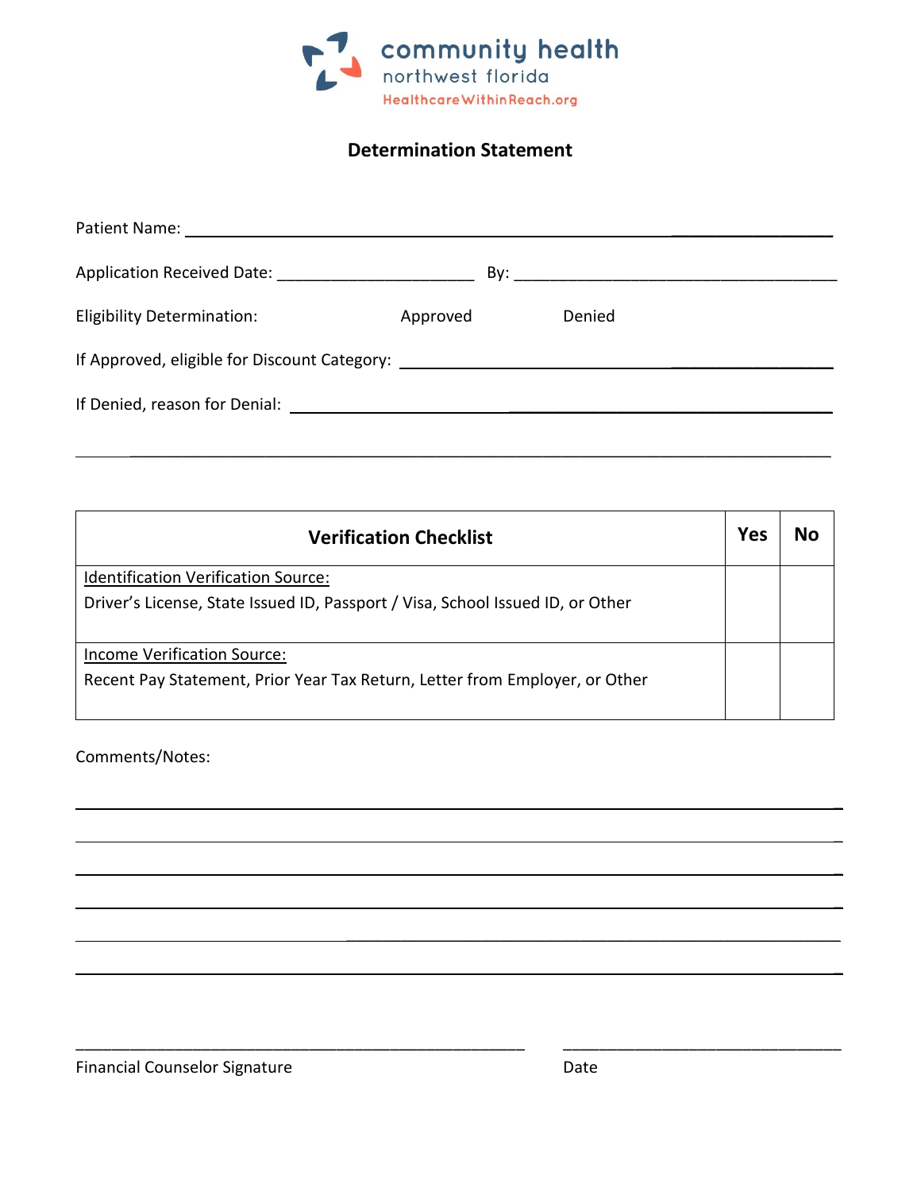community health
northwest florida
HealthcareWithinReach.org

## Determination Statement

Patient Name: ______________________________________________

Application Received Date: ______________________ By: ____________________________________

Eligibility Determination: Approved Denied

If Approved, eligible for Discount Category: ______________________________

If Denied, reason for Denial: ____________________________________

______________________________________________________________________

| Verification Checklist | Yes | No |
|---|---|---|
| Identification Verification Source:<br>Driver's License, State Issued ID, Passport / Visa, School Issued ID, or Other | | |
| Income Verification Source:<br>Recent Pay Statement, Prior Year Tax Return, Letter from Employer, or Other | | |

Comments/Notes:

______________________________________________________________________

______________________________________________________________________

______________________________________________________________________

______________________________________________________________________

______________________________________________________________________

______________________________________________________________________

_______________________________________________ ____________________________

Financial Counselor Signature Date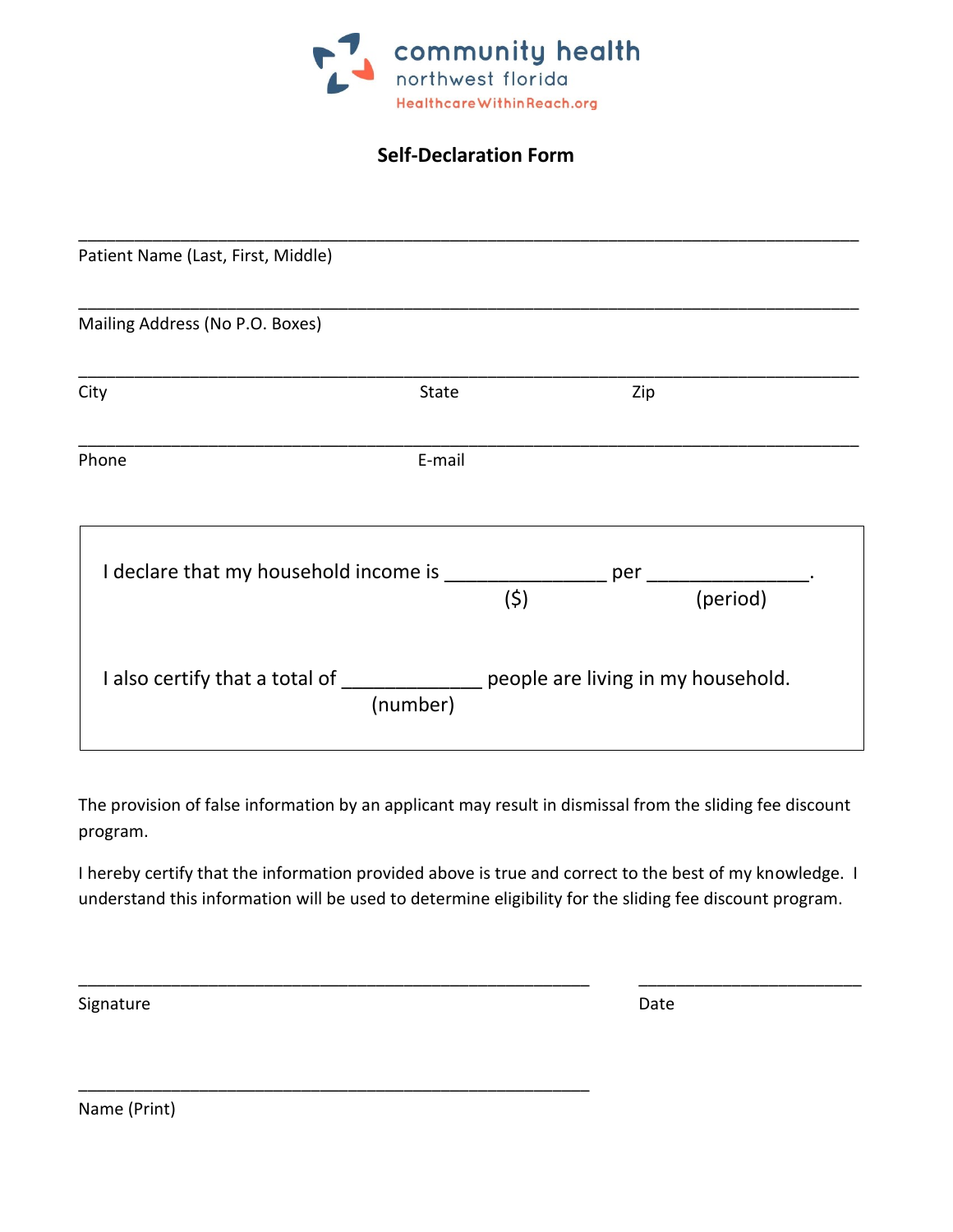community health
northwest florida
HealthcareWithinReach.org

## Self-Declaration Form

\_\_\_\_\_\_\_\_\_\_\_\_\_\_\_\_\_\_\_\_\_\_\_\_\_\_\_\_\_\_\_\_\_\_\_\_\_\_\_\_\_\_\_\_\_\_\_\_\_\_\_\_\_\_\_\_\_\_\_\_\_\_\_\_\_\_\_\_\_\_\_\_
Patient Name (Last, First, Middle)

\_\_\_\_\_\_\_\_\_\_\_\_\_\_\_\_\_\_\_\_\_\_\_\_\_\_\_\_\_\_\_\_\_\_\_\_\_\_\_\_\_\_\_\_\_\_\_\_\_\_\_\_\_\_\_\_\_\_\_\_\_\_\_\_\_\_\_\_\_\_\_\_
Mailing Address (No P.O. Boxes)

\_\_\_\_\_\_\_\_\_\_\_\_\_\_\_\_\_\_\_\_\_\_\_\_\_\_\_\_\_\_\_\_\_\_\_\_\_\_\_\_\_\_\_\_\_\_\_\_\_\_\_\_\_\_\_\_\_\_\_\_\_\_\_\_\_\_\_\_\_\_\_\_
City State Zip

\_\_\_\_\_\_\_\_\_\_\_\_\_\_\_\_\_\_\_\_\_\_\_\_\_\_\_\_\_\_\_\_\_\_\_\_\_\_\_\_\_\_\_\_\_\_\_\_\_\_\_\_\_\_\_\_\_\_\_\_\_\_\_\_\_\_\_\_\_\_\_\_
Phone E-mail

I declare that my household income is \_\_\_\_\_\_\_\_\_\_\_\_\_\_\_ ($) per \_\_\_\_\_\_\_\_\_\_\_\_\_\_\_ (period).

I also certify that a total of \_\_\_\_\_\_\_\_\_\_\_\_\_ (number) people are living in my household.

The provision of false information by an applicant may result in dismissal from the sliding fee discount program.

I hereby certify that the information provided above is true and correct to the best of my knowledge. I understand this information will be used to determine eligibility for the sliding fee discount program.

\_\_\_\_\_\_\_\_\_\_\_\_\_\_\_\_\_\_\_\_\_\_\_\_\_\_\_\_\_\_\_\_\_\_\_\_\_\_\_\_\_\_\_\_ \_\_\_\_\_\_\_\_\_\_\_\_\_\_\_\_\_\_\_\_
Signature Date

\_\_\_\_\_\_\_\_\_\_\_\_\_\_\_\_\_\_\_\_\_\_\_\_\_\_\_\_\_\_\_\_\_\_\_\_\_\_\_\_\_\_\_\_
Name (Print)